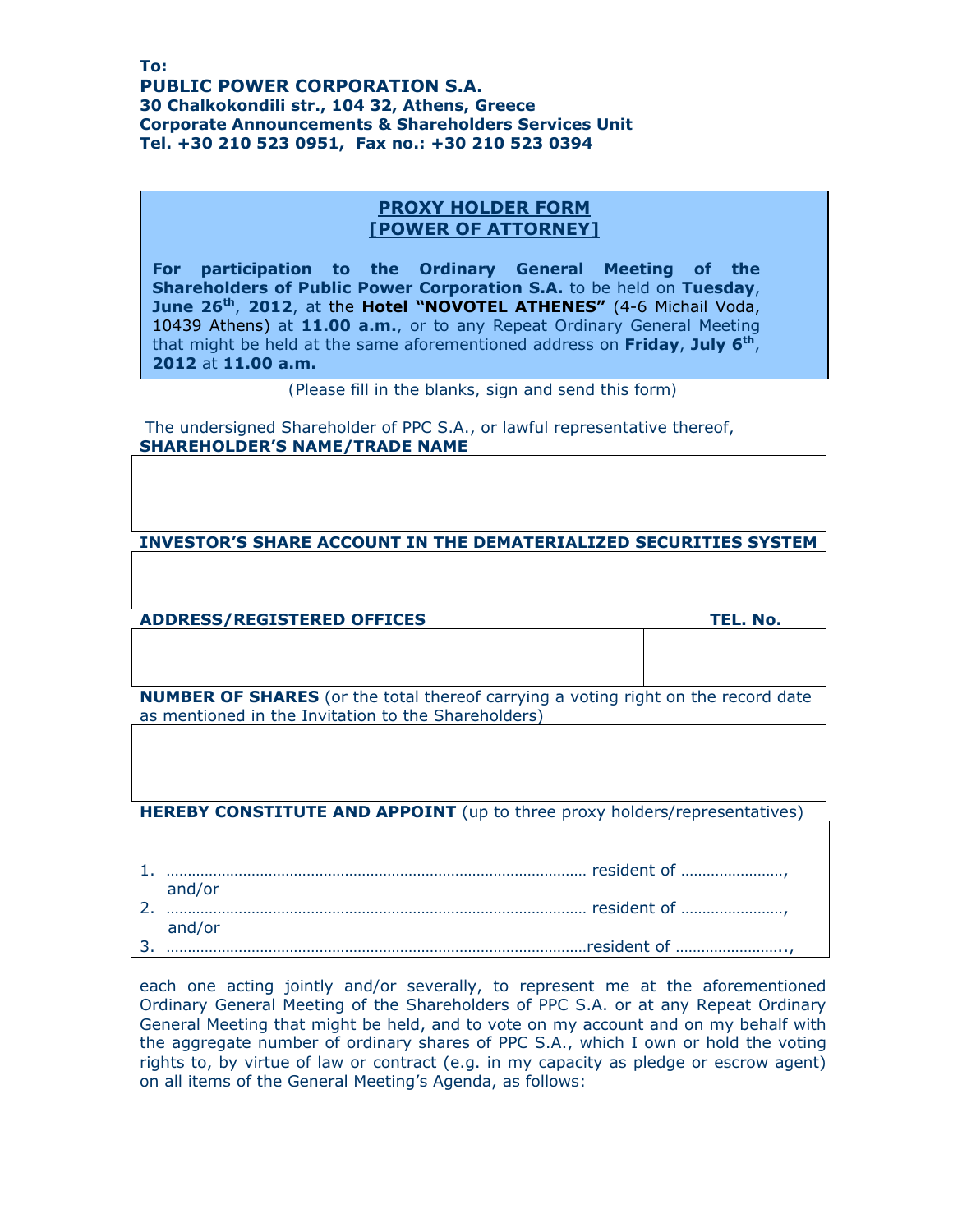**To:**
**PUBLIC POWER CORPORATION S.A.**
**30 Chalkokondili str., 104 32, Athens, Greece**
**Corporate Announcements & Shareholders Services Unit**
**Tel. +30 210 523 0951, Fax no.: +30 210 523 0394**

# PROXY HOLDER FORM
# [POWER OF ATTORNEY]

**For participation to the Ordinary General Meeting of the Shareholders of Public Power Corporation S.A.** to be held on **Tuesday**, **June 26th**, **2012**, at the **Hotel "NOVOTEL ATHENES"** (4-6 Michail Voda, 10439 Athens) at **11.00 a.m.**, or to any Repeat Ordinary General Meeting that might be held at the same aforementioned address on **Friday**, **July 6th**, **2012** at **11.00 a.m.**

(Please fill in the blanks, sign and send this form)

The undersigned Shareholder of PPC S.A., or lawful representative thereof,

**SHAREHOLDER'S NAME/TRADE NAME**

| |
|---|
| |

**INVESTOR'S SHARE ACCOUNT IN THE DEMATERIALIZED SECURITIES SYSTEM**

| |
|---|
| |

| ADDRESS/REGISTERED OFFICES | TEL. No. |
|---|---|
| | |

**NUMBER OF SHARES** (or the total thereof carrying a voting right on the record date as mentioned in the Invitation to the Shareholders)

| |
|---|
| |

**HEREBY CONSTITUTE AND APPOINT** (up to three proxy holders/representatives)

1. ……………………………………………………………………………………… resident of ……………………, and/or
2. ……………………………………………………………………………………… resident of ……………………, and/or
3. ………………………………………………………………………………………resident of ……………………..,

each one acting jointly and/or severally, to represent me at the aforementioned Ordinary General Meeting of the Shareholders of PPC S.A. or at any Repeat Ordinary General Meeting that might be held, and to vote on my account and on my behalf with the aggregate number of ordinary shares of PPC S.A., which I own or hold the voting rights to, by virtue of law or contract (e.g. in my capacity as pledge or escrow agent) on all items of the General Meeting's Agenda, as follows: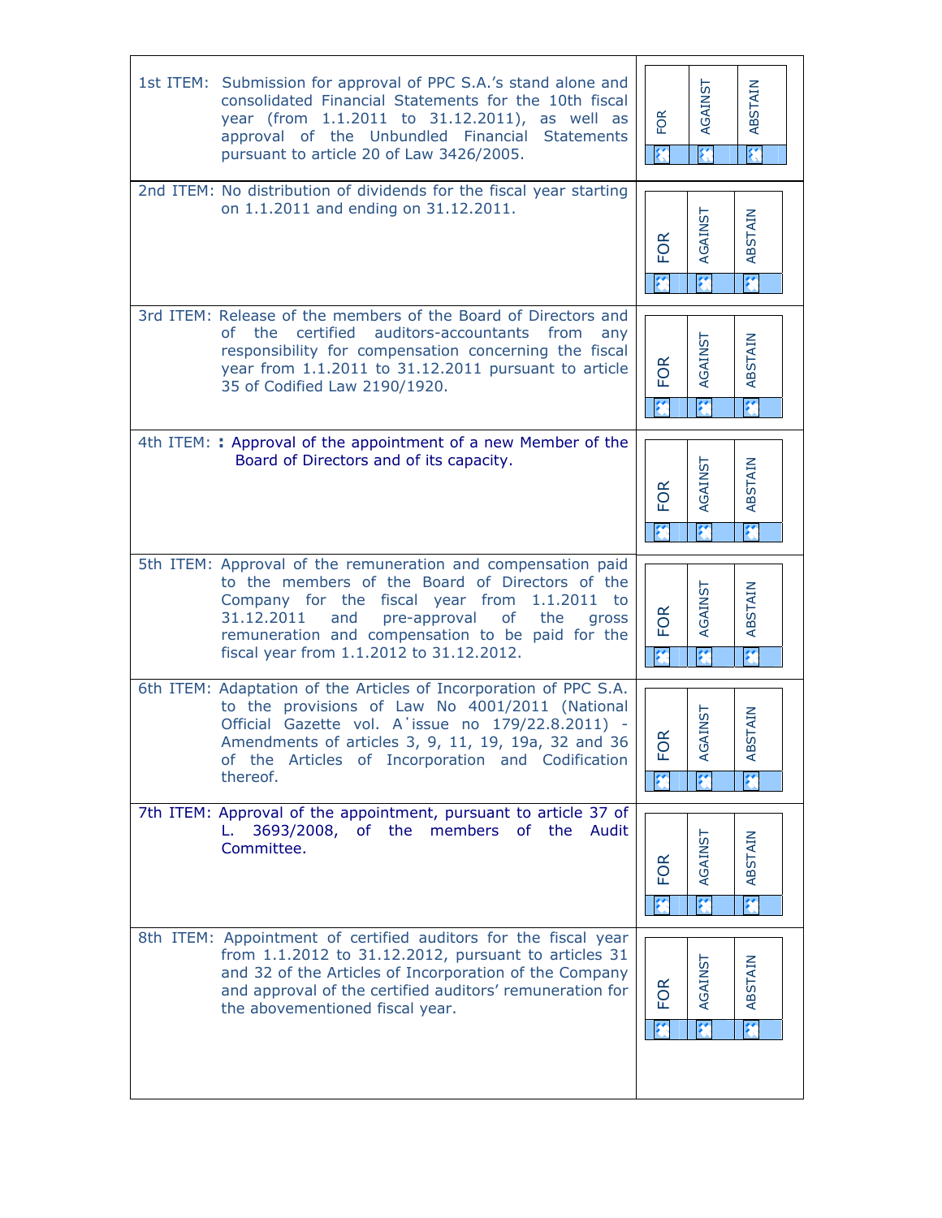| Item | FOR | AGAINST | ABSTAIN |
|---|---|---|---|
| 1st ITEM: Submission for approval of PPC S.A.'s stand alone and consolidated Financial Statements for the 10th fiscal year (from 1.1.2011 to 31.12.2011), as well as approval of the Unbundled Financial Statements pursuant to article 20 of Law 3426/2005. | | | |
| 2nd ITEM: No distribution of dividends for the fiscal year starting on 1.1.2011 and ending on 31.12.2011. | | | |
| 3rd ITEM: Release of the members of the Board of Directors and of the certified auditors-accountants from any responsibility for compensation concerning the fiscal year from 1.1.2011 to 31.12.2011 pursuant to article 35 of Codified Law 2190/1920. | | | |
| 4th ITEM: **:** Approval of the appointment of a new Member of the Board of Directors and of its capacity. | | | |
| 5th ITEM: Approval of the remuneration and compensation paid to the members of the Board of Directors of the Company for the fiscal year from 1.1.2011 to 31.12.2011 and pre-approval of the gross remuneration and compensation to be paid for the fiscal year from 1.1.2012 to 31.12.2012. | | | |
| 6th ITEM: Adaptation of the Articles of Incorporation of PPC S.A. to the provisions of Law No 4001/2011 (National Official Gazette vol. A΄issue no 179/22.8.2011) - Amendments of articles 3, 9, 11, 19, 19a, 32 and 36 of the Articles of Incorporation and Codification thereof. | | | |
| 7th ITEM: Approval of the appointment, pursuant to article 37 of L. 3693/2008, of the members of the Audit Committee. | | | |
| 8th ITEM: Appointment of certified auditors for the fiscal year from 1.1.2012 to 31.12.2012, pursuant to articles 31 and 32 of the Articles of Incorporation of the Company and approval of the certified auditors' remuneration for the abovementioned fiscal year. | | | |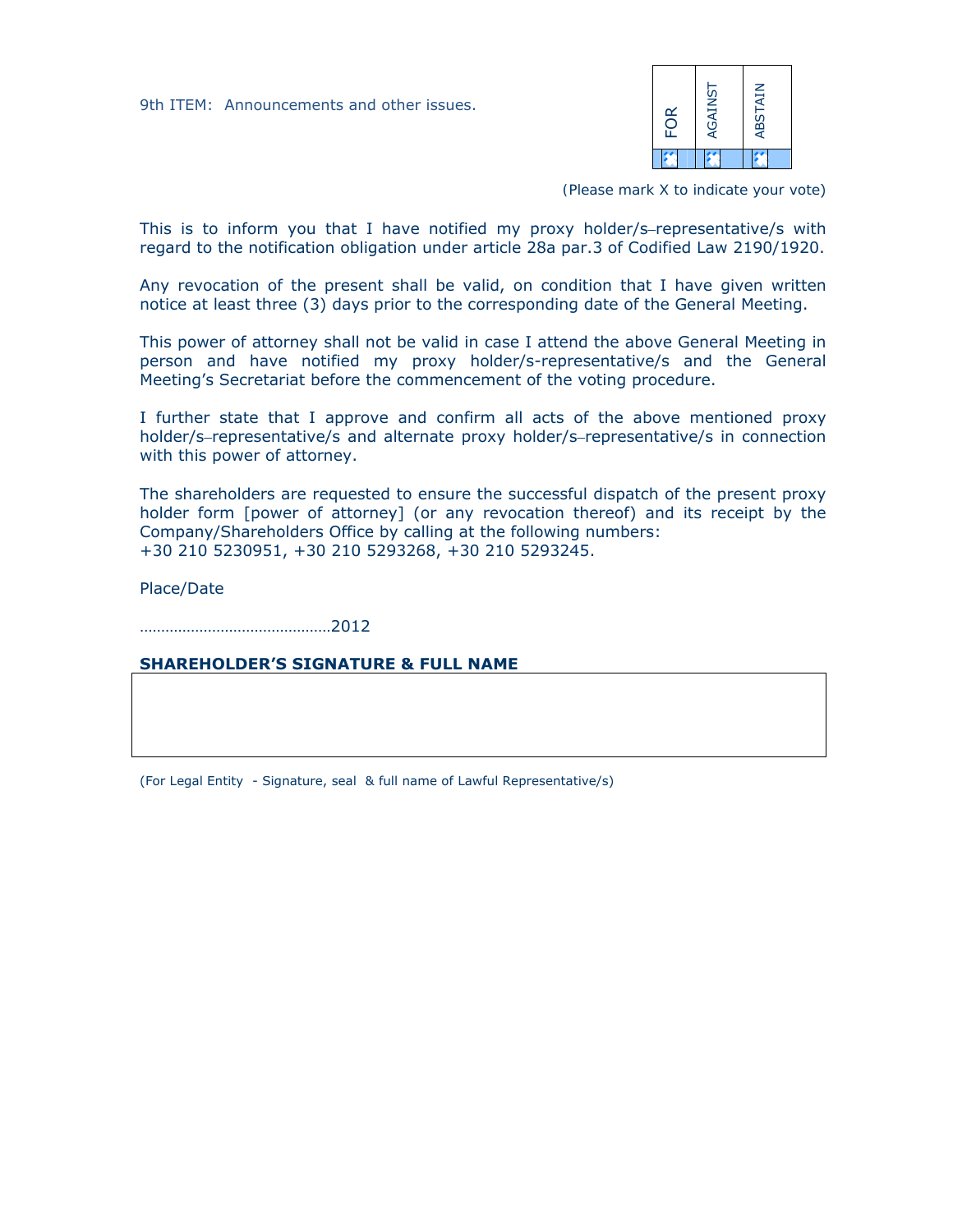9th ITEM: Announcements and other issues.

| FOR | AGAINST | ABSTAIN |
| --- | --- | --- |
| | | |

(Please mark X to indicate your vote)

This is to inform you that I have notified my proxy holder/s–representative/s with regard to the notification obligation under article 28a par.3 of Codified Law 2190/1920.

Any revocation of the present shall be valid, on condition that I have given written notice at least three (3) days prior to the corresponding date of the General Meeting.

This power of attorney shall not be valid in case I attend the above General Meeting in person and have notified my proxy holder/s-representative/s and the General Meeting's Secretariat before the commencement of the voting procedure.

I further state that I approve and confirm all acts of the above mentioned proxy holder/s–representative/s and alternate proxy holder/s–representative/s in connection with this power of attorney.

The shareholders are requested to ensure the successful dispatch of the present proxy holder form [power of attorney] (or any revocation thereof) and its receipt by the Company/Shareholders Office by calling at the following numbers:
+30 210 5230951, +30 210 5293268, +30 210 5293245.

Place/Date

………………………………………2012

**SHAREHOLDER'S SIGNATURE & FULL NAME**

(For Legal Entity - Signature, seal & full name of Lawful Representative/s)